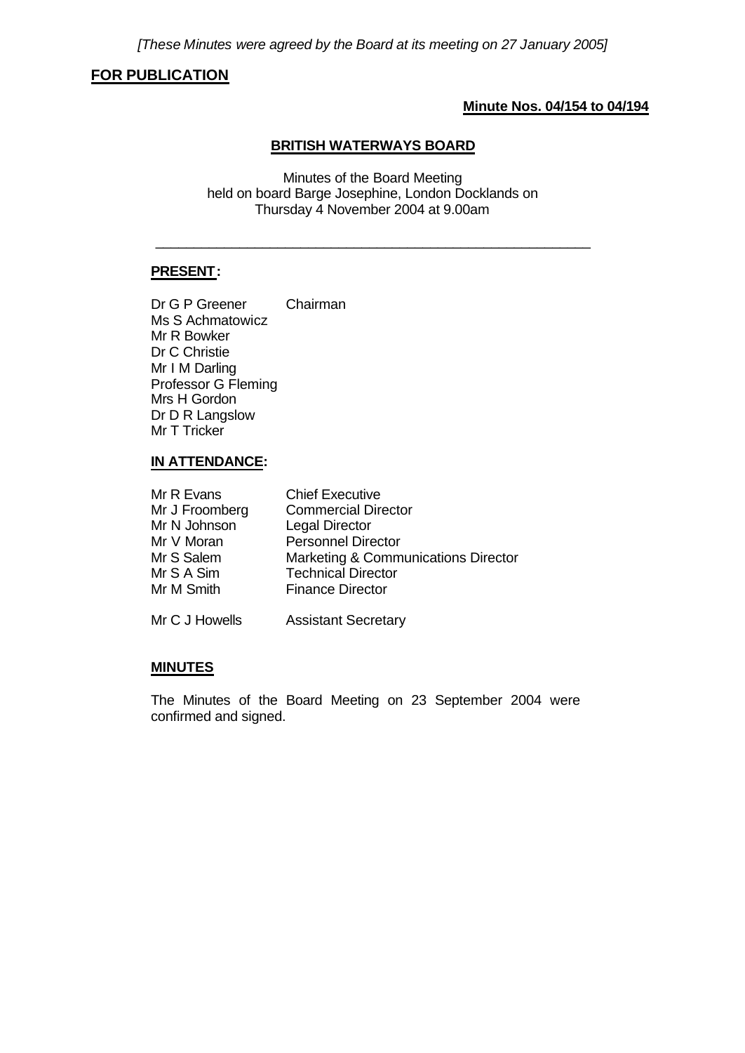*[These Minutes were agreed by the Board at its meeting on 27 January 2005]*

**FOR PUBLICATION**

**Minute Nos. 04/154 to 04/194**

# BRITISH WATERWAYS BOARD

Minutes of the Board Meeting
held on board Barge Josephine, London Docklands on
Thursday 4 November 2004 at 9.00am

---

## PRESENT:

Dr G P Greener Chairman
Ms S Achmatowicz
Mr R Bowker
Dr C Christie
Mr I M Darling
Professor G Fleming
Mrs H Gordon
Dr D R Langslow
Mr T Tricker

## IN ATTENDANCE:

| | |
|---|---|
| Mr R Evans | Chief Executive |
| Mr J Froomberg | Commercial Director |
| Mr N Johnson | Legal Director |
| Mr V Moran | Personnel Director |
| Mr S Salem | Marketing & Communications Director |
| Mr S A Sim | Technical Director |
| Mr M Smith | Finance Director |
| Mr C J Howells | Assistant Secretary |

## MINUTES

The Minutes of the Board Meeting on 23 September 2004 were confirmed and signed.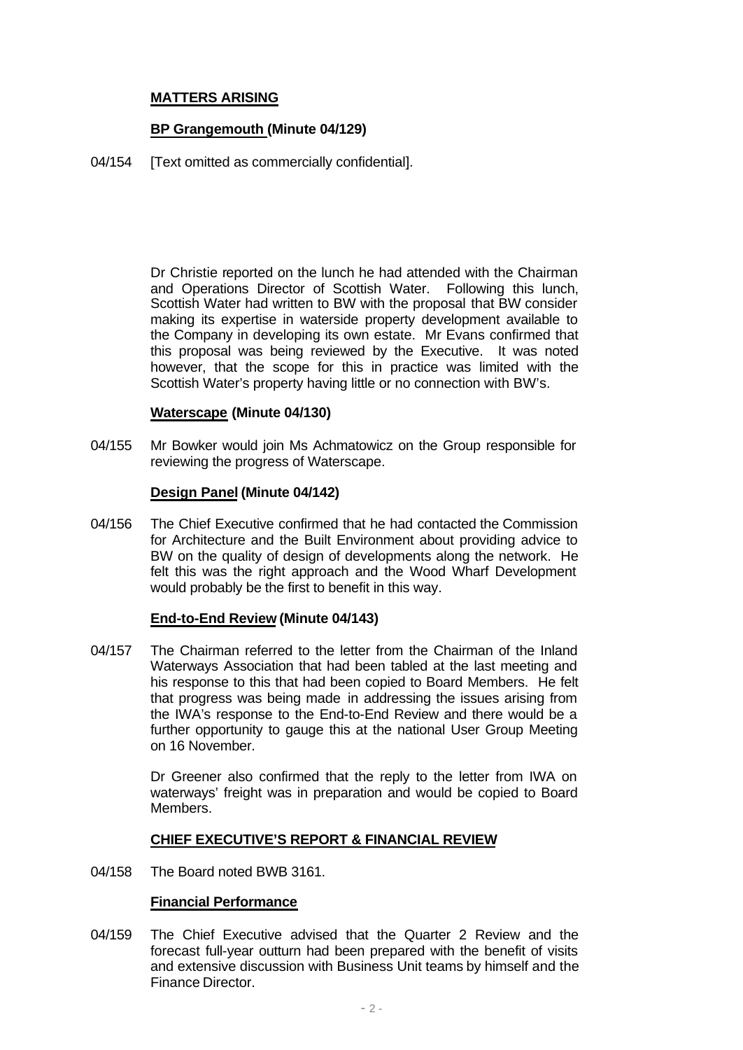## MATTERS ARISING

### BP Grangemouth (Minute 04/129)

04/154 [Text omitted as commercially confidential].

Dr Christie reported on the lunch he had attended with the Chairman and Operations Director of Scottish Water. Following this lunch, Scottish Water had written to BW with the proposal that BW consider making its expertise in waterside property development available to the Company in developing its own estate. Mr Evans confirmed that this proposal was being reviewed by the Executive. It was noted however, that the scope for this in practice was limited with the Scottish Water's property having little or no connection with BW's.

### Waterscape (Minute 04/130)

04/155 Mr Bowker would join Ms Achmatowicz on the Group responsible for reviewing the progress of Waterscape.

### Design Panel (Minute 04/142)

04/156 The Chief Executive confirmed that he had contacted the Commission for Architecture and the Built Environment about providing advice to BW on the quality of design of developments along the network. He felt this was the right approach and the Wood Wharf Development would probably be the first to benefit in this way.

### End-to-End Review (Minute 04/143)

04/157 The Chairman referred to the letter from the Chairman of the Inland Waterways Association that had been tabled at the last meeting and his response to this that had been copied to Board Members. He felt that progress was being made in addressing the issues arising from the IWA's response to the End-to-End Review and there would be a further opportunity to gauge this at the national User Group Meeting on 16 November.

Dr Greener also confirmed that the reply to the letter from IWA on waterways' freight was in preparation and would be copied to Board Members.

## CHIEF EXECUTIVE'S REPORT & FINANCIAL REVIEW

04/158 The Board noted BWB 3161.

### Financial Performance

04/159 The Chief Executive advised that the Quarter 2 Review and the forecast full-year outturn had been prepared with the benefit of visits and extensive discussion with Business Unit teams by himself and the Finance Director.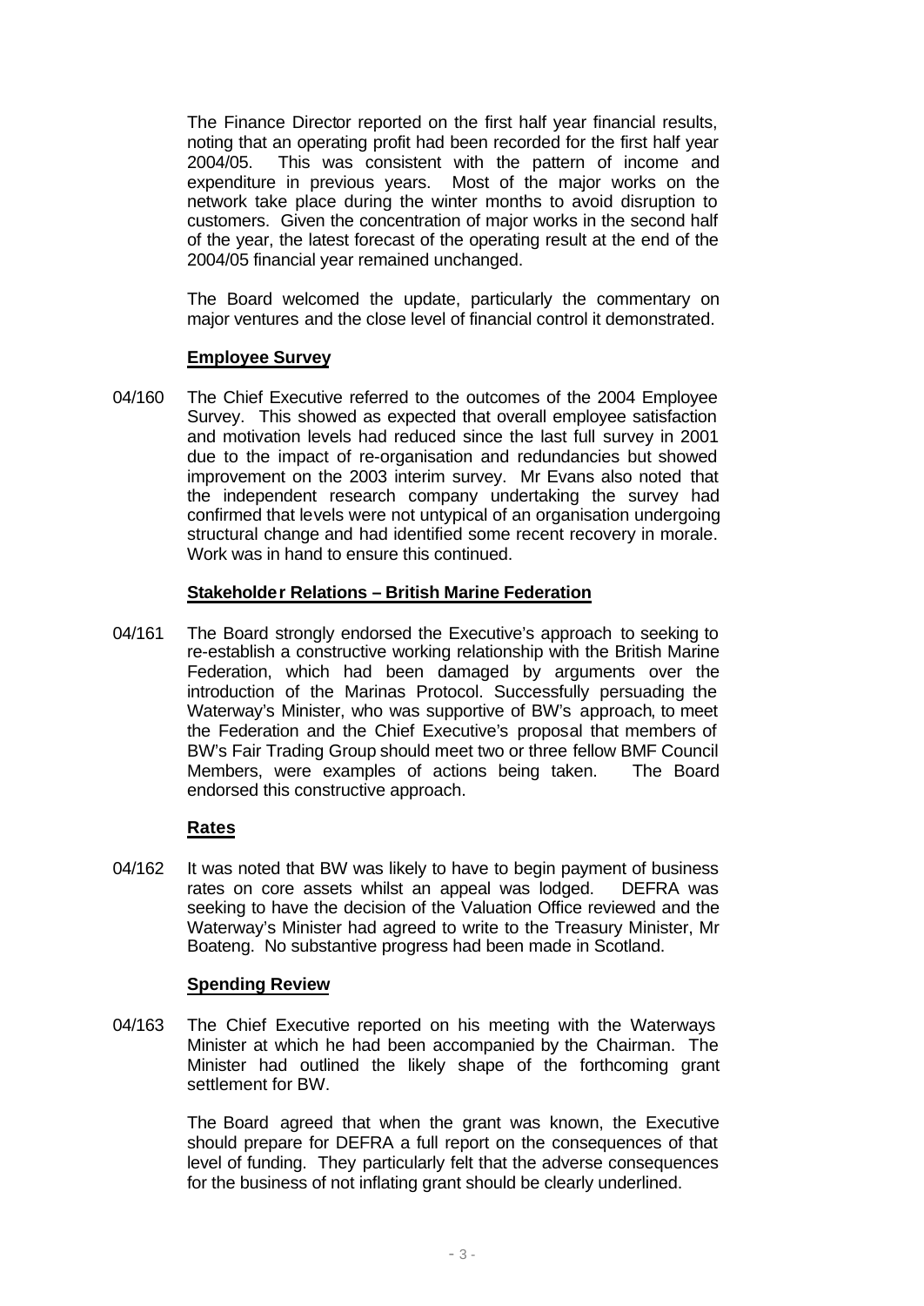The Finance Director reported on the first half year financial results, noting that an operating profit had been recorded for the first half year 2004/05. This was consistent with the pattern of income and expenditure in previous years. Most of the major works on the network take place during the winter months to avoid disruption to customers. Given the concentration of major works in the second half of the year, the latest forecast of the operating result at the end of the 2004/05 financial year remained unchanged.

The Board welcomed the update, particularly the commentary on major ventures and the close level of financial control it demonstrated.

**Employee Survey**

04/160 The Chief Executive referred to the outcomes of the 2004 Employee Survey. This showed as expected that overall employee satisfaction and motivation levels had reduced since the last full survey in 2001 due to the impact of re-organisation and redundancies but showed improvement on the 2003 interim survey. Mr Evans also noted that the independent research company undertaking the survey had confirmed that levels were not untypical of an organisation undergoing structural change and had identified some recent recovery in morale. Work was in hand to ensure this continued.

**Stakeholder Relations – British Marine Federation**

04/161 The Board strongly endorsed the Executive's approach to seeking to re-establish a constructive working relationship with the British Marine Federation, which had been damaged by arguments over the introduction of the Marinas Protocol. Successfully persuading the Waterway's Minister, who was supportive of BW's approach, to meet the Federation and the Chief Executive's proposal that members of BW's Fair Trading Group should meet two or three fellow BMF Council Members, were examples of actions being taken. The Board endorsed this constructive approach.

**Rates**

04/162 It was noted that BW was likely to have to begin payment of business rates on core assets whilst an appeal was lodged. DEFRA was seeking to have the decision of the Valuation Office reviewed and the Waterway's Minister had agreed to write to the Treasury Minister, Mr Boateng. No substantive progress had been made in Scotland.

**Spending Review**

04/163 The Chief Executive reported on his meeting with the Waterways Minister at which he had been accompanied by the Chairman. The Minister had outlined the likely shape of the forthcoming grant settlement for BW.

The Board agreed that when the grant was known, the Executive should prepare for DEFRA a full report on the consequences of that level of funding. They particularly felt that the adverse consequences for the business of not inflating grant should be clearly underlined.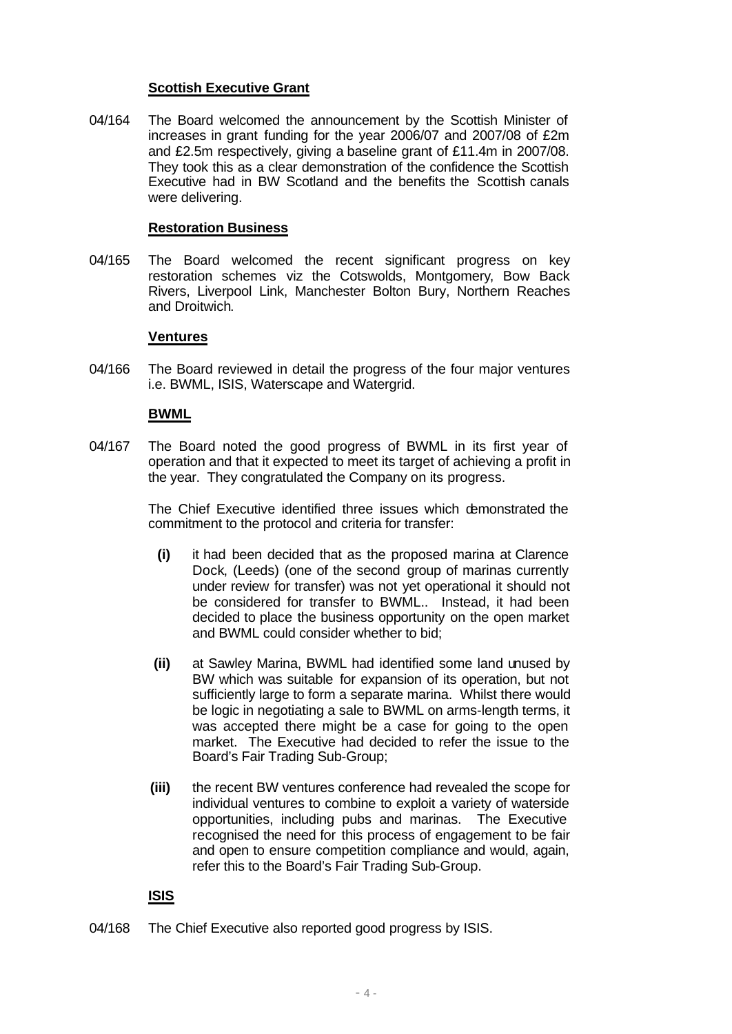**Scottish Executive Grant**

04/164 The Board welcomed the announcement by the Scottish Minister of increases in grant funding for the year 2006/07 and 2007/08 of £2m and £2.5m respectively, giving a baseline grant of £11.4m in 2007/08. They took this as a clear demonstration of the confidence the Scottish Executive had in BW Scotland and the benefits the Scottish canals were delivering.

**Restoration Business**

04/165 The Board welcomed the recent significant progress on key restoration schemes viz the Cotswolds, Montgomery, Bow Back Rivers, Liverpool Link, Manchester Bolton Bury, Northern Reaches and Droitwich.

**Ventures**

04/166 The Board reviewed in detail the progress of the four major ventures i.e. BWML, ISIS, Waterscape and Watergrid.

**BWML**

04/167 The Board noted the good progress of BWML in its first year of operation and that it expected to meet its target of achieving a profit in the year. They congratulated the Company on its progress.

The Chief Executive identified three issues which demonstrated the commitment to the protocol and criteria for transfer:

**(i)** it had been decided that as the proposed marina at Clarence Dock, (Leeds) (one of the second group of marinas currently under review for transfer) was not yet operational it should not be considered for transfer to BWML.. Instead, it had been decided to place the business opportunity on the open market and BWML could consider whether to bid;

**(ii)** at Sawley Marina, BWML had identified some land unused by BW which was suitable for expansion of its operation, but not sufficiently large to form a separate marina. Whilst there would be logic in negotiating a sale to BWML on arms-length terms, it was accepted there might be a case for going to the open market. The Executive had decided to refer the issue to the Board's Fair Trading Sub-Group;

**(iii)** the recent BW ventures conference had revealed the scope for individual ventures to combine to exploit a variety of waterside opportunities, including pubs and marinas. The Executive recognised the need for this process of engagement to be fair and open to ensure competition compliance and would, again, refer this to the Board's Fair Trading Sub-Group.

**ISIS**

04/168 The Chief Executive also reported good progress by ISIS.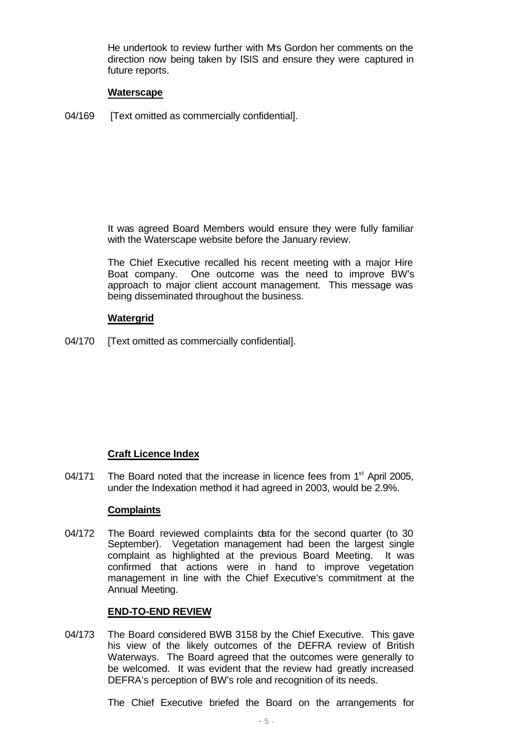He undertook to review further with Mrs Gordon her comments on the direction now being taken by ISIS and ensure they were captured in future reports.

**Waterscape**

04/169 [Text omitted as commercially confidential].

It was agreed Board Members would ensure they were fully familiar with the Waterscape website before the January review.

The Chief Executive recalled his recent meeting with a major Hire Boat company. One outcome was the need to improve BW's approach to major client account management. This message was being disseminated throughout the business.

**Watergrid**

04/170 [Text omitted as commercially confidential].

**Craft Licence Index**

04/171 The Board noted that the increase in licence fees from 1st April 2005, under the Indexation method it had agreed in 2003, would be 2.9%.

**Complaints**

04/172 The Board reviewed complaints data for the second quarter (to 30 September). Vegetation management had been the largest single complaint as highlighted at the previous Board Meeting. It was confirmed that actions were in hand to improve vegetation management in line with the Chief Executive's commitment at the Annual Meeting.

**END-TO-END REVIEW**

04/173 The Board considered BWB 3158 by the Chief Executive. This gave his view of the likely outcomes of the DEFRA review of British Waterways. The Board agreed that the outcomes were generally to be welcomed. It was evident that the review had greatly increased DEFRA's perception of BW's role and recognition of its needs.

The Chief Executive briefed the Board on the arrangements for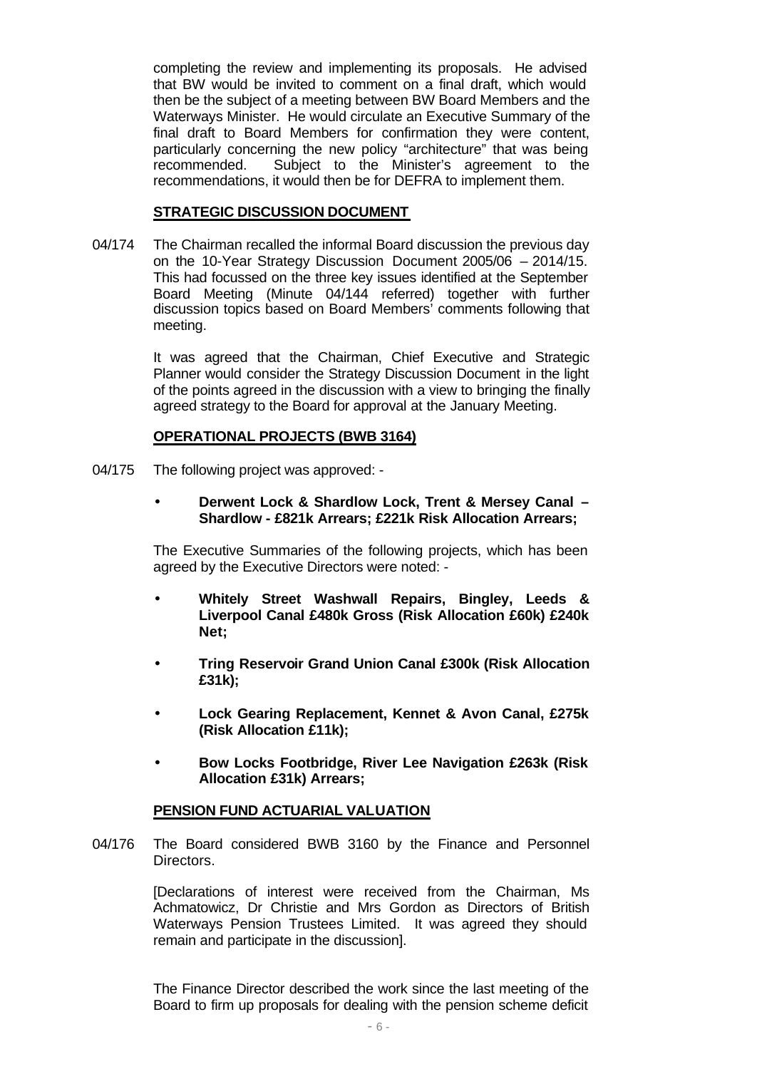completing the review and implementing its proposals. He advised that BW would be invited to comment on a final draft, which would then be the subject of a meeting between BW Board Members and the Waterways Minister. He would circulate an Executive Summary of the final draft to Board Members for confirmation they were content, particularly concerning the new policy "architecture" that was being recommended. Subject to the Minister's agreement to the recommendations, it would then be for DEFRA to implement them.

**STRATEGIC DISCUSSION DOCUMENT**

04/174 The Chairman recalled the informal Board discussion the previous day on the 10-Year Strategy Discussion Document 2005/06 – 2014/15. This had focussed on the three key issues identified at the September Board Meeting (Minute 04/144 referred) together with further discussion topics based on Board Members' comments following that meeting.

It was agreed that the Chairman, Chief Executive and Strategic Planner would consider the Strategy Discussion Document in the light of the points agreed in the discussion with a view to bringing the finally agreed strategy to the Board for approval at the January Meeting.

**OPERATIONAL PROJECTS (BWB 3164)**

04/175 The following project was approved: -

- **Derwent Lock & Shardlow Lock, Trent & Mersey Canal – Shardlow - £821k Arrears; £221k Risk Allocation Arrears;**

The Executive Summaries of the following projects, which has been agreed by the Executive Directors were noted: -

- **Whitely Street Washwall Repairs, Bingley, Leeds & Liverpool Canal £480k Gross (Risk Allocation £60k) £240k Net;**
- **Tring Reservoir Grand Union Canal £300k (Risk Allocation £31k);**
- **Lock Gearing Replacement, Kennet & Avon Canal, £275k (Risk Allocation £11k);**
- **Bow Locks Footbridge, River Lee Navigation £263k (Risk Allocation £31k) Arrears;**

**PENSION FUND ACTUARIAL VALUATION**

04/176 The Board considered BWB 3160 by the Finance and Personnel Directors.

[Declarations of interest were received from the Chairman, Ms Achmatowicz, Dr Christie and Mrs Gordon as Directors of British Waterways Pension Trustees Limited. It was agreed they should remain and participate in the discussion].

The Finance Director described the work since the last meeting of the Board to firm up proposals for dealing with the pension scheme deficit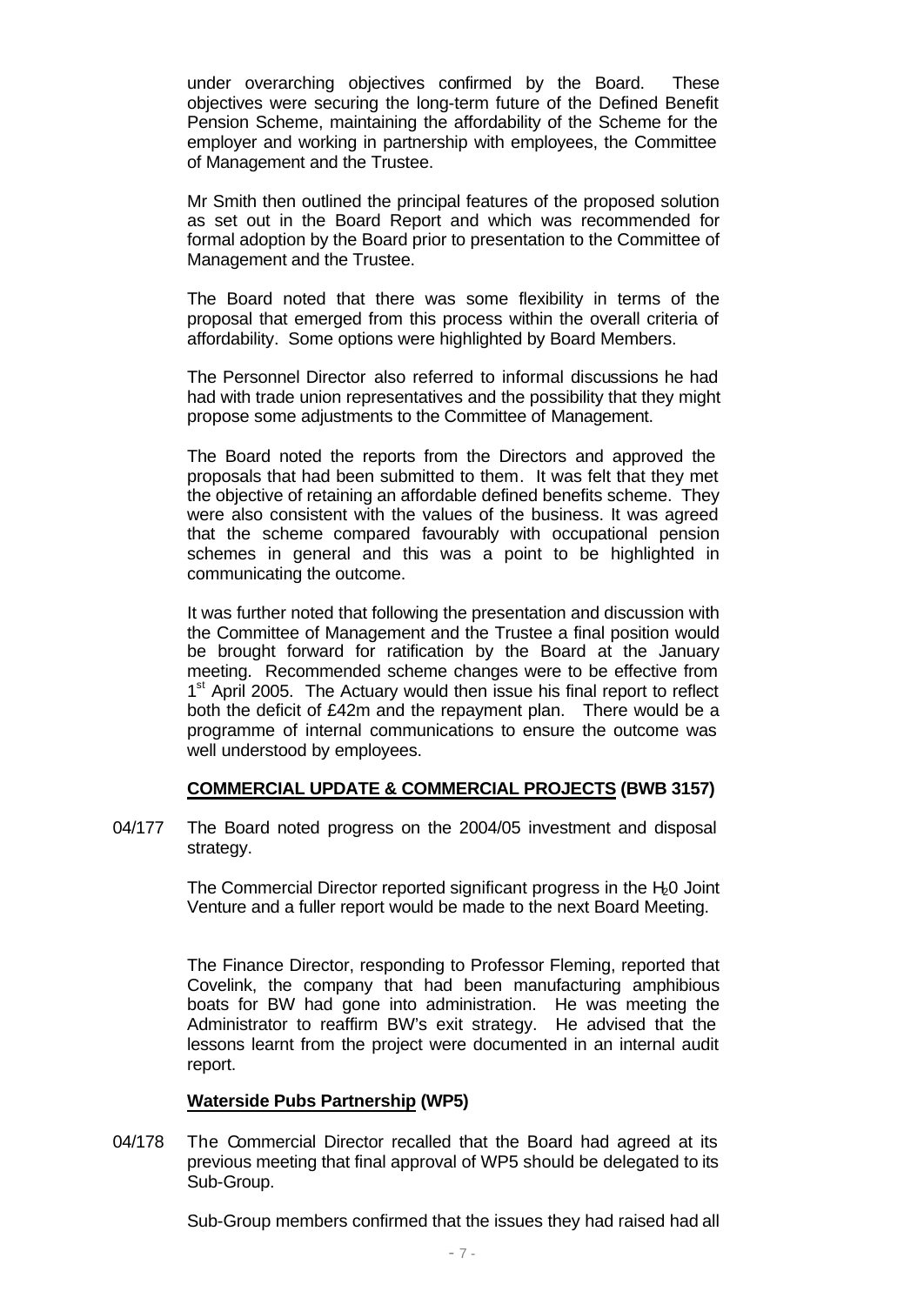under overarching objectives confirmed by the Board. These objectives were securing the long-term future of the Defined Benefit Pension Scheme, maintaining the affordability of the Scheme for the employer and working in partnership with employees, the Committee of Management and the Trustee.

Mr Smith then outlined the principal features of the proposed solution as set out in the Board Report and which was recommended for formal adoption by the Board prior to presentation to the Committee of Management and the Trustee.

The Board noted that there was some flexibility in terms of the proposal that emerged from this process within the overall criteria of affordability. Some options were highlighted by Board Members.

The Personnel Director also referred to informal discussions he had had with trade union representatives and the possibility that they might propose some adjustments to the Committee of Management.

The Board noted the reports from the Directors and approved the proposals that had been submitted to them. It was felt that they met the objective of retaining an affordable defined benefits scheme. They were also consistent with the values of the business. It was agreed that the scheme compared favourably with occupational pension schemes in general and this was a point to be highlighted in communicating the outcome.

It was further noted that following the presentation and discussion with the Committee of Management and the Trustee a final position would be brought forward for ratification by the Board at the January meeting. Recommended scheme changes were to be effective from 1st April 2005. The Actuary would then issue his final report to reflect both the deficit of £42m and the repayment plan. There would be a programme of internal communications to ensure the outcome was well understood by employees.

**COMMERCIAL UPDATE & COMMERCIAL PROJECTS (BWB 3157)**

04/177 The Board noted progress on the 2004/05 investment and disposal strategy.

The Commercial Director reported significant progress in the $H_20$ Joint Venture and a fuller report would be made to the next Board Meeting.

The Finance Director, responding to Professor Fleming, reported that Covelink, the company that had been manufacturing amphibious boats for BW had gone into administration. He was meeting the Administrator to reaffirm BW's exit strategy. He advised that the lessons learnt from the project were documented in an internal audit report.

**Waterside Pubs Partnership (WP5)**

04/178 The Commercial Director recalled that the Board had agreed at its previous meeting that final approval of WP5 should be delegated to its Sub-Group.

Sub-Group members confirmed that the issues they had raised had all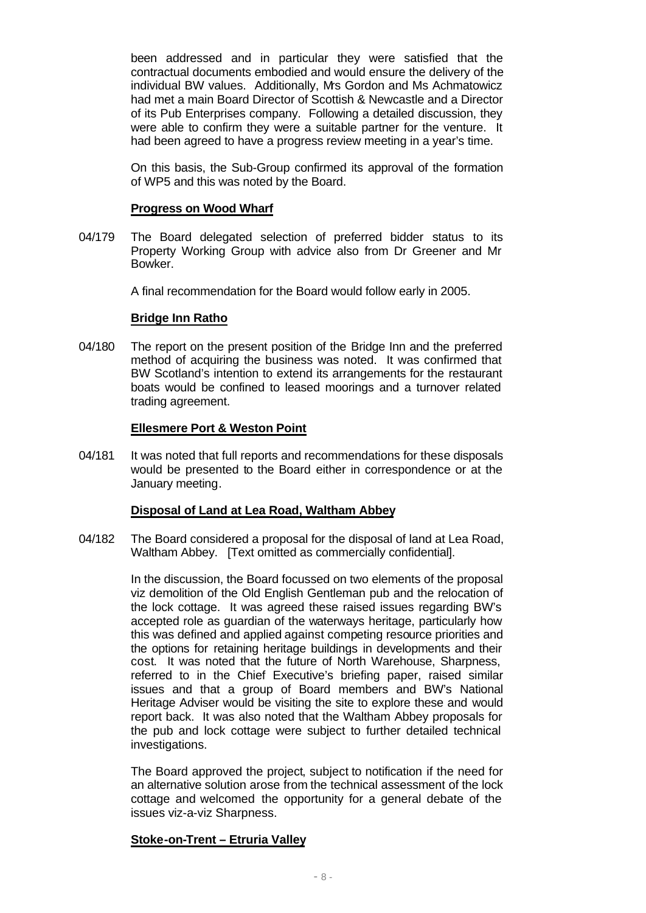been addressed and in particular they were satisfied that the contractual documents embodied and would ensure the delivery of the individual BW values. Additionally, Mrs Gordon and Ms Achmatowicz had met a main Board Director of Scottish & Newcastle and a Director of its Pub Enterprises company. Following a detailed discussion, they were able to confirm they were a suitable partner for the venture. It had been agreed to have a progress review meeting in a year's time.

On this basis, the Sub-Group confirmed its approval of the formation of WP5 and this was noted by the Board.

**Progress on Wood Wharf**

04/179 The Board delegated selection of preferred bidder status to its Property Working Group with advice also from Dr Greener and Mr Bowker.

A final recommendation for the Board would follow early in 2005.

**Bridge Inn Ratho**

04/180 The report on the present position of the Bridge Inn and the preferred method of acquiring the business was noted. It was confirmed that BW Scotland's intention to extend its arrangements for the restaurant boats would be confined to leased moorings and a turnover related trading agreement.

**Ellesmere Port & Weston Point**

04/181 It was noted that full reports and recommendations for these disposals would be presented to the Board either in correspondence or at the January meeting.

**Disposal of Land at Lea Road, Waltham Abbey**

04/182 The Board considered a proposal for the disposal of land at Lea Road, Waltham Abbey. [Text omitted as commercially confidential].

In the discussion, the Board focussed on two elements of the proposal viz demolition of the Old English Gentleman pub and the relocation of the lock cottage. It was agreed these raised issues regarding BW's accepted role as guardian of the waterways heritage, particularly how this was defined and applied against competing resource priorities and the options for retaining heritage buildings in developments and their cost. It was noted that the future of North Warehouse, Sharpness, referred to in the Chief Executive's briefing paper, raised similar issues and that a group of Board members and BW's National Heritage Adviser would be visiting the site to explore these and would report back. It was also noted that the Waltham Abbey proposals for the pub and lock cottage were subject to further detailed technical investigations.

The Board approved the project, subject to notification if the need for an alternative solution arose from the technical assessment of the lock cottage and welcomed the opportunity for a general debate of the issues viz-a-viz Sharpness.

**Stoke-on-Trent – Etruria Valley**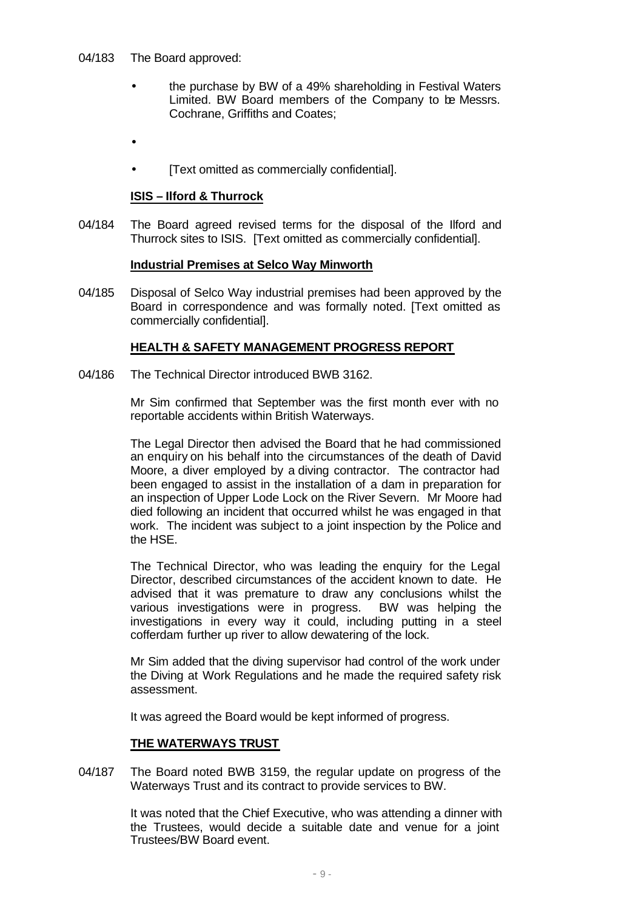04/183 The Board approved:

- the purchase by BW of a 49% shareholding in Festival Waters Limited. BW Board members of the Company to be Messrs. Cochrane, Griffiths and Coates;
- 
- [Text omitted as commercially confidential].

**ISIS – Ilford & Thurrock**

04/184 The Board agreed revised terms for the disposal of the Ilford and Thurrock sites to ISIS. [Text omitted as commercially confidential].

**Industrial Premises at Selco Way Minworth**

04/185 Disposal of Selco Way industrial premises had been approved by the Board in correspondence and was formally noted. [Text omitted as commercially confidential].

**HEALTH & SAFETY MANAGEMENT PROGRESS REPORT**

04/186 The Technical Director introduced BWB 3162.

Mr Sim confirmed that September was the first month ever with no reportable accidents within British Waterways.

The Legal Director then advised the Board that he had commissioned an enquiry on his behalf into the circumstances of the death of David Moore, a diver employed by a diving contractor. The contractor had been engaged to assist in the installation of a dam in preparation for an inspection of Upper Lode Lock on the River Severn. Mr Moore had died following an incident that occurred whilst he was engaged in that work. The incident was subject to a joint inspection by the Police and the HSE.

The Technical Director, who was leading the enquiry for the Legal Director, described circumstances of the accident known to date. He advised that it was premature to draw any conclusions whilst the various investigations were in progress. BW was helping the investigations in every way it could, including putting in a steel cofferdam further up river to allow dewatering of the lock.

Mr Sim added that the diving supervisor had control of the work under the Diving at Work Regulations and he made the required safety risk assessment.

It was agreed the Board would be kept informed of progress.

**THE WATERWAYS TRUST**

04/187 The Board noted BWB 3159, the regular update on progress of the Waterways Trust and its contract to provide services to BW.

It was noted that the Chief Executive, who was attending a dinner with the Trustees, would decide a suitable date and venue for a joint Trustees/BW Board event.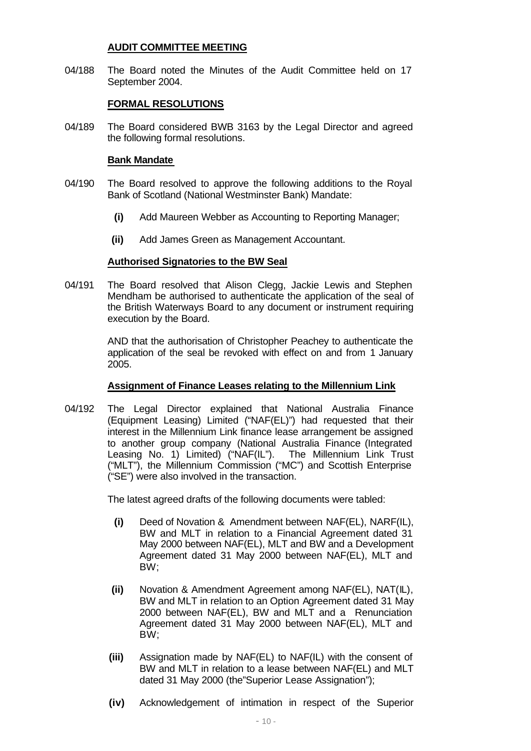**AUDIT COMMITTEE MEETING**

04/188 The Board noted the Minutes of the Audit Committee held on 17 September 2004.

**FORMAL RESOLUTIONS**

04/189 The Board considered BWB 3163 by the Legal Director and agreed the following formal resolutions.

**Bank Mandate**

04/190 The Board resolved to approve the following additions to the Royal Bank of Scotland (National Westminster Bank) Mandate:

- **(i)** Add Maureen Webber as Accounting to Reporting Manager;
- **(ii)** Add James Green as Management Accountant.

**Authorised Signatories to the BW Seal**

04/191 The Board resolved that Alison Clegg, Jackie Lewis and Stephen Mendham be authorised to authenticate the application of the seal of the British Waterways Board to any document or instrument requiring execution by the Board.

AND that the authorisation of Christopher Peachey to authenticate the application of the seal be revoked with effect on and from 1 January 2005.

**Assignment of Finance Leases relating to the Millennium Link**

04/192 The Legal Director explained that National Australia Finance (Equipment Leasing) Limited ("NAF(EL)") had requested that their interest in the Millennium Link finance lease arrangement be assigned to another group company (National Australia Finance (Integrated Leasing No. 1) Limited) ("NAF(IL"). The Millennium Link Trust ("MLT"), the Millennium Commission ("MC") and Scottish Enterprise ("SE") were also involved in the transaction.

The latest agreed drafts of the following documents were tabled:

- **(i)** Deed of Novation & Amendment between NAF(EL), NARF(IL), BW and MLT in relation to a Financial Agreement dated 31 May 2000 between NAF(EL), MLT and BW and a Development Agreement dated 31 May 2000 between NAF(EL), MLT and BW;
- **(ii)** Novation & Amendment Agreement among NAF(EL), NAT(IL), BW and MLT in relation to an Option Agreement dated 31 May 2000 between NAF(EL), BW and MLT and a Renunciation Agreement dated 31 May 2000 between NAF(EL), MLT and BW;
- **(iii)** Assignation made by NAF(EL) to NAF(IL) with the consent of BW and MLT in relation to a lease between NAF(EL) and MLT dated 31 May 2000 (the"Superior Lease Assignation");
- **(iv)** Acknowledgement of intimation in respect of the Superior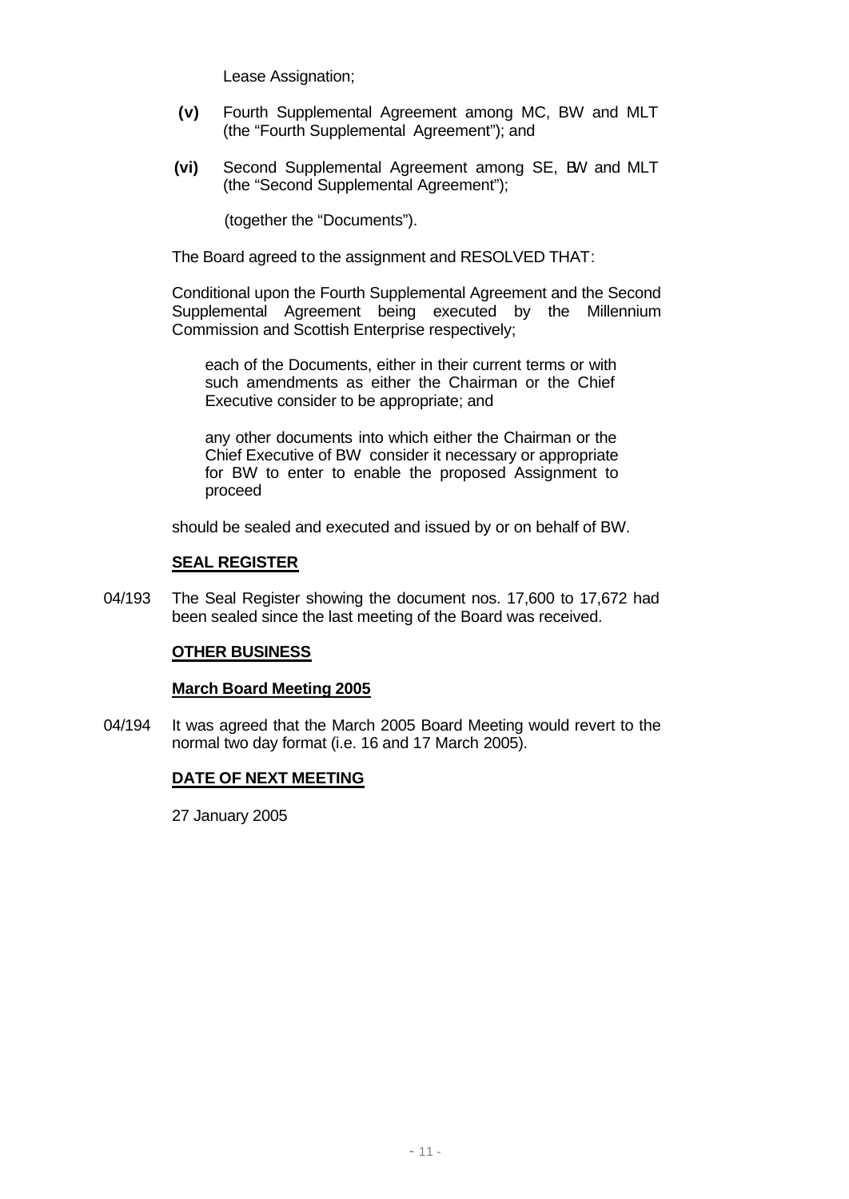Lease Assignation;

- **(v)** Fourth Supplemental Agreement among MC, BW and MLT (the "Fourth Supplemental Agreement"); and

- **(vi)** Second Supplemental Agreement among SE, BW and MLT (the "Second Supplemental Agreement");

(together the "Documents").

The Board agreed to the assignment and RESOLVED THAT:

Conditional upon the Fourth Supplemental Agreement and the Second Supplemental Agreement being executed by the Millennium Commission and Scottish Enterprise respectively;

each of the Documents, either in their current terms or with such amendments as either the Chairman or the Chief Executive consider to be appropriate; and

any other documents into which either the Chairman or the Chief Executive of BW consider it necessary or appropriate for BW to enter to enable the proposed Assignment to proceed

should be sealed and executed and issued by or on behalf of BW.

**SEAL REGISTER**

04/193 The Seal Register showing the document nos. 17,600 to 17,672 had been sealed since the last meeting of the Board was received.

**OTHER BUSINESS**

**March Board Meeting 2005**

04/194 It was agreed that the March 2005 Board Meeting would revert to the normal two day format (i.e. 16 and 17 March 2005).

**DATE OF NEXT MEETING**

27 January 2005